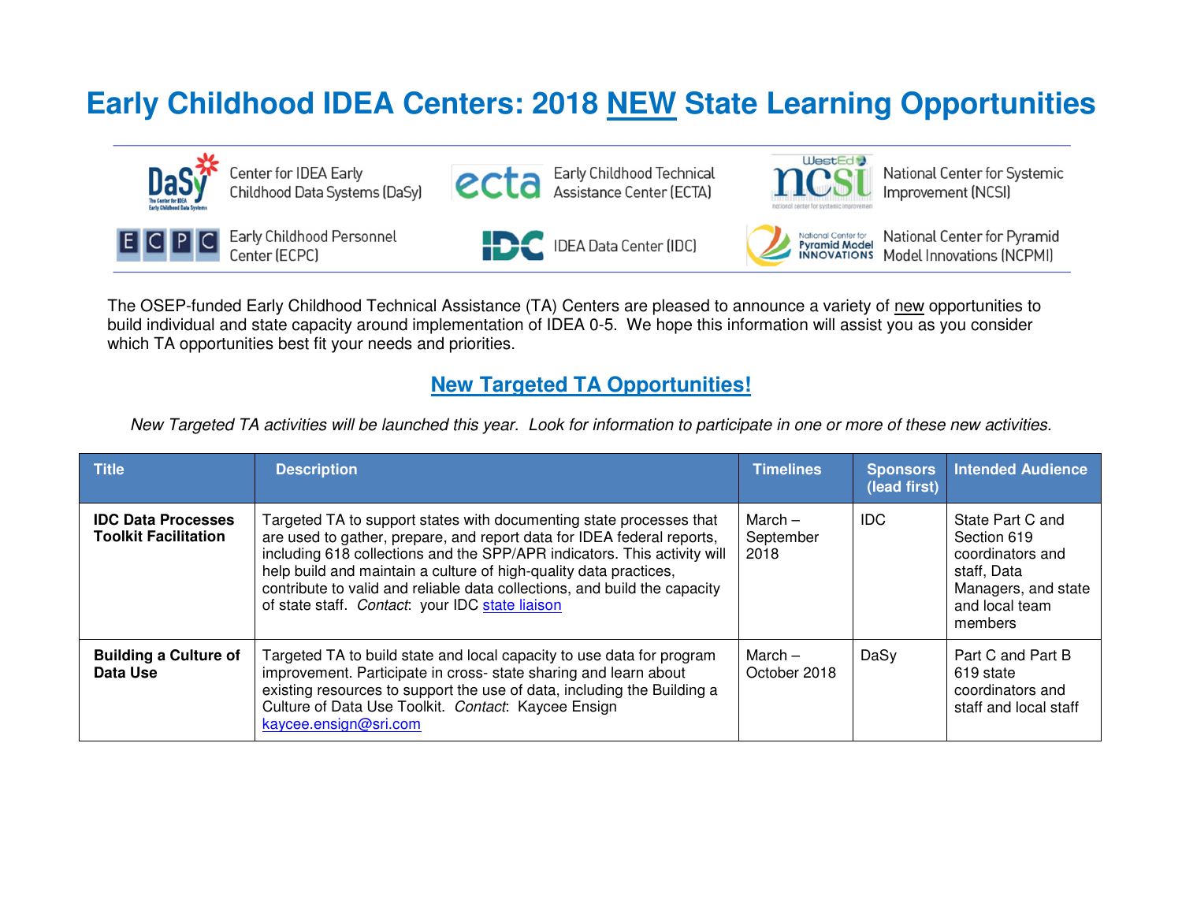# Early Childhood IDEA Centers: 2018 NEW State Learning Opportunities

Center for IDEA Early Childhood Data Systems (DaSy)

Early Childhood Technical Assistance Center (ECTA)

National Center for Systemic Improvement (NCSI)

Early Childhood Personnel Center (ECPC)

IDEA Data Center (IDC)

National Center for Pyramid Model Innovations (NCPMI)

The OSEP-funded Early Childhood Technical Assistance (TA) Centers are pleased to announce a variety of new opportunities to build individual and state capacity around implementation of IDEA 0-5. We hope this information will assist you as you consider which TA opportunities best fit your needs and priorities.

## New Targeted TA Opportunities!

*New Targeted TA activities will be launched this year. Look for information to participate in one or more of these new activities.*

| Title | Description | Timelines | Sponsors (lead first) | Intended Audience |
|---|---|---|---|---|
| **IDC Data Processes Toolkit Facilitation** | Targeted TA to support states with documenting state processes that are used to gather, prepare, and report data for IDEA federal reports, including 618 collections and the SPP/APR indicators. This activity will help build and maintain a culture of high-quality data practices, contribute to valid and reliable data collections, and build the capacity of state staff. *Contact*: your IDC state liaison | March – September 2018 | IDC | State Part C and Section 619 coordinators and staff, Data Managers, and state and local team members |
| **Building a Culture of Data Use** | Targeted TA to build state and local capacity to use data for program improvement. Participate in cross- state sharing and learn about existing resources to support the use of data, including the Building a Culture of Data Use Toolkit. *Contact*: Kaycee Ensign kaycee.ensign@sri.com | March – October 2018 | DaSy | Part C and Part B 619 state coordinators and staff and local staff |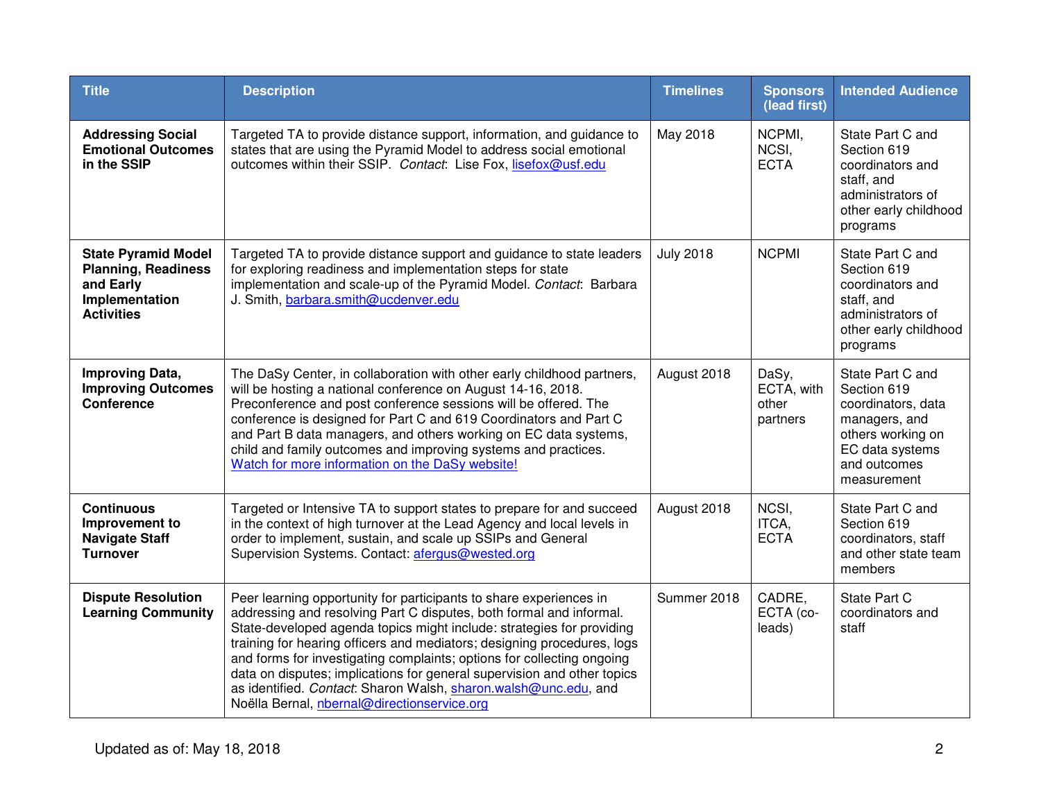| Title | Description | Timelines | Sponsors (lead first) | Intended Audience |
|---|---|---|---|---|
| **Addressing Social Emotional Outcomes in the SSIP** | Targeted TA to provide distance support, information, and guidance to states that are using the Pyramid Model to address social emotional outcomes within their SSIP. *Contact*: Lise Fox, lisefox@usf.edu | May 2018 | NCPMI, NCSI, ECTA | State Part C and Section 619 coordinators and staff, and administrators of other early childhood programs |
| **State Pyramid Model Planning, Readiness and Early Implementation Activities** | Targeted TA to provide distance support and guidance to state leaders for exploring readiness and implementation steps for state implementation and scale-up of the Pyramid Model. *Contact*: Barbara J. Smith, barbara.smith@ucdenver.edu | July 2018 | NCPMI | State Part C and Section 619 coordinators and staff, and administrators of other early childhood programs |
| **Improving Data, Improving Outcomes Conference** | The DaSy Center, in collaboration with other early childhood partners, will be hosting a national conference on August 14-16, 2018. Preconference and post conference sessions will be offered. The conference is designed for Part C and 619 Coordinators and Part C and Part B data managers, and others working on EC data systems, child and family outcomes and improving systems and practices. Watch for more information on the DaSy website! | August 2018 | DaSy, ECTA, with other partners | State Part C and Section 619 coordinators, data managers, and others working on EC data systems and outcomes measurement |
| **Continuous Improvement to Navigate Staff Turnover** | Targeted or Intensive TA to support states to prepare for and succeed in the context of high turnover at the Lead Agency and local levels in order to implement, sustain, and scale up SSIPs and General Supervision Systems. Contact: afergus@wested.org | August 2018 | NCSI, ITCA, ECTA | State Part C and Section 619 coordinators, staff and other state team members |
| **Dispute Resolution Learning Community** | Peer learning opportunity for participants to share experiences in addressing and resolving Part C disputes, both formal and informal. State-developed agenda topics might include: strategies for providing training for hearing officers and mediators; designing procedures, logs and forms for investigating complaints; options for collecting ongoing data on disputes; implications for general supervision and other topics as identified. *Contact*: Sharon Walsh, sharon.walsh@unc.edu, and Noëlla Bernal, nbernal@directionservice.org | Summer 2018 | CADRE, ECTA (co-leads) | State Part C coordinators and staff |

Updated as of: May 18, 2018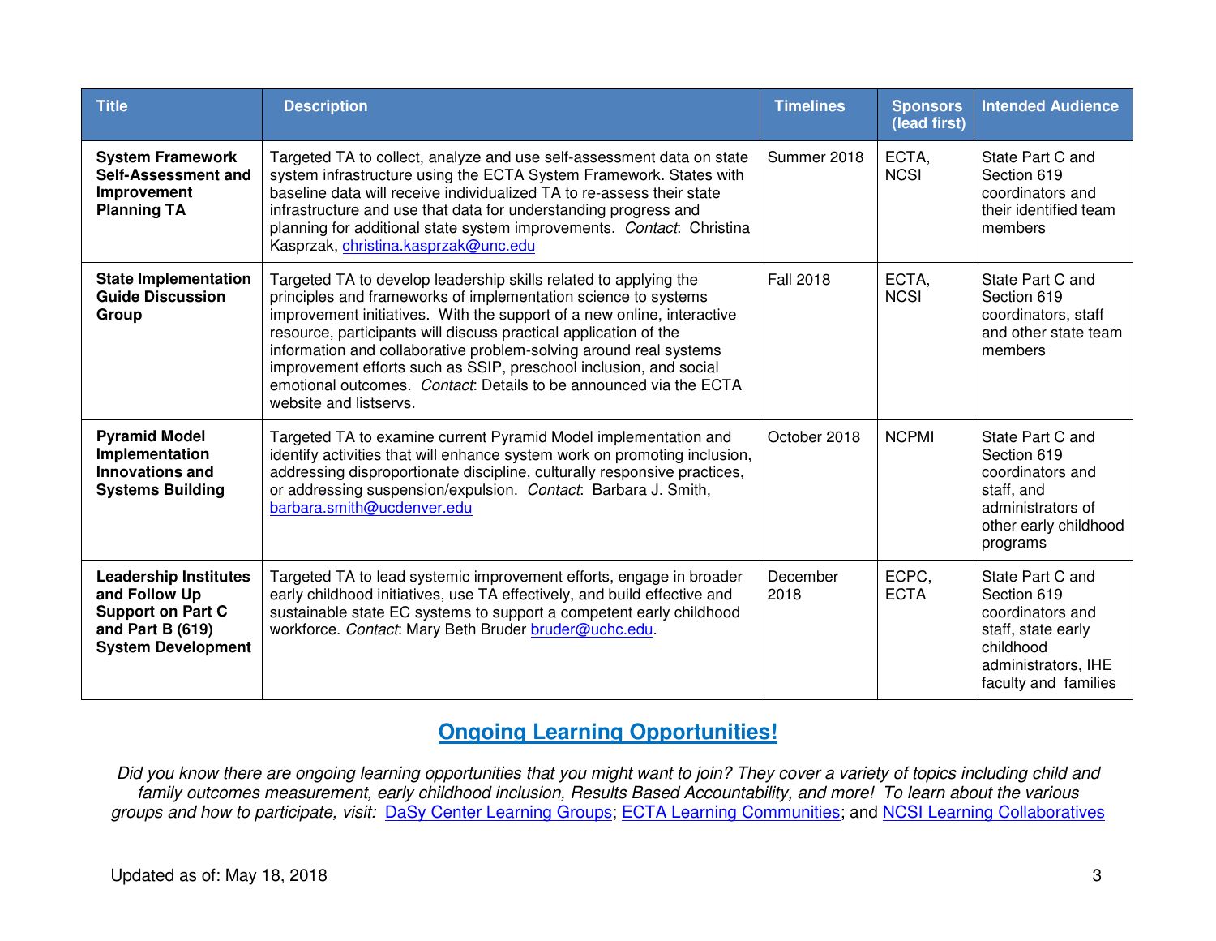| Title | Description | Timelines | Sponsors (lead first) | Intended Audience |
|---|---|---|---|---|
| **System Framework Self-Assessment and Improvement Planning TA** | Targeted TA to collect, analyze and use self-assessment data on state system infrastructure using the ECTA System Framework. States with baseline data will receive individualized TA to re-assess their state infrastructure and use that data for understanding progress and planning for additional state system improvements. *Contact*: Christina Kasprzak, christina.kasprzak@unc.edu | Summer 2018 | ECTA, NCSI | State Part C and Section 619 coordinators and their identified team members |
| **State Implementation Guide Discussion Group** | Targeted TA to develop leadership skills related to applying the principles and frameworks of implementation science to systems improvement initiatives. With the support of a new online, interactive resource, participants will discuss practical application of the information and collaborative problem-solving around real systems improvement efforts such as SSIP, preschool inclusion, and social emotional outcomes. *Contact*: Details to be announced via the ECTA website and listservs. | Fall 2018 | ECTA, NCSI | State Part C and Section 619 coordinators, staff and other state team members |
| **Pyramid Model Implementation Innovations and Systems Building** | Targeted TA to examine current Pyramid Model implementation and identify activities that will enhance system work on promoting inclusion, addressing disproportionate discipline, culturally responsive practices, or addressing suspension/expulsion. *Contact*: Barbara J. Smith, barbara.smith@ucdenver.edu | October 2018 | NCPMI | State Part C and Section 619 coordinators and staff, and administrators of other early childhood programs |
| **Leadership Institutes and Follow Up Support on Part C and Part B (619) System Development** | Targeted TA to lead systemic improvement efforts, engage in broader early childhood initiatives, use TA effectively, and build effective and sustainable state EC systems to support a competent early childhood workforce. *Contact*: Mary Beth Bruder bruder@uchc.edu. | December 2018 | ECPC, ECTA | State Part C and Section 619 coordinators and staff, state early childhood administrators, IHE faculty and families |

## Ongoing Learning Opportunities!

*Did you know there are ongoing learning opportunities that you might want to join? They cover a variety of topics including child and family outcomes measurement, early childhood inclusion, Results Based Accountability, and more! To learn about the various groups and how to participate, visit:* DaSy Center Learning Groups; ECTA Learning Communities; and NCSI Learning Collaboratives

Updated as of: May 18, 2018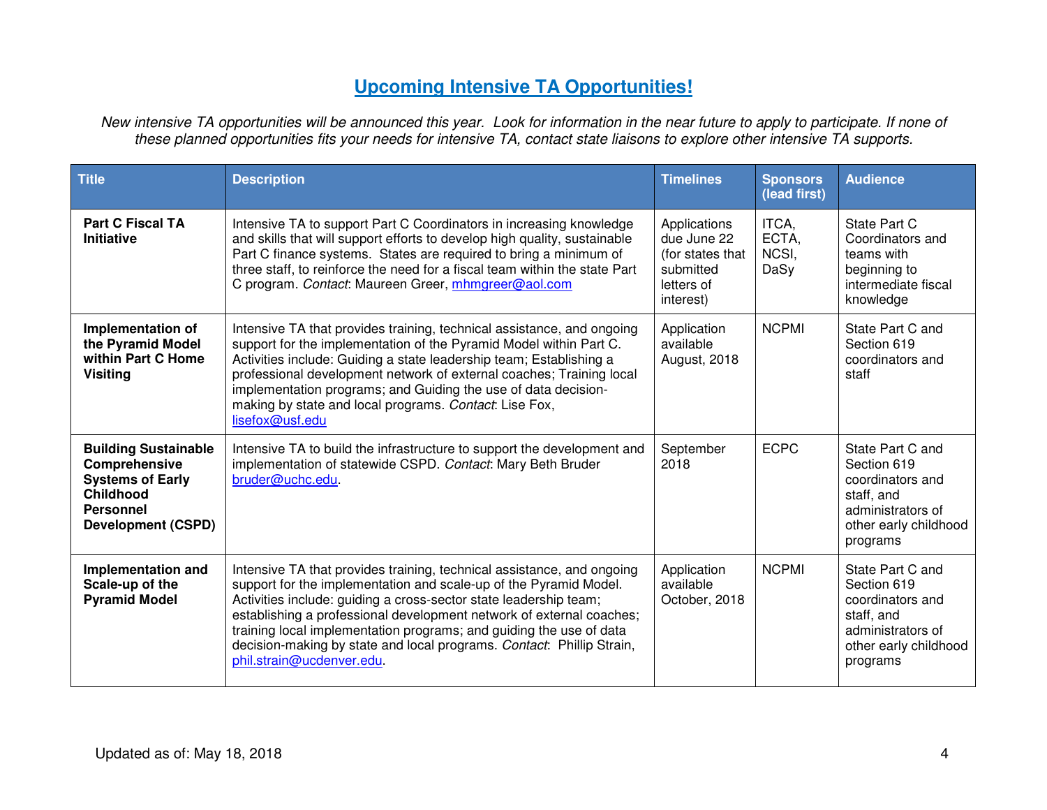## [Upcoming Intensive TA Opportunities!]

*New intensive TA opportunities will be announced this year. Look for information in the near future to apply to participate. If none of these planned opportunities fits your needs for intensive TA, contact state liaisons to explore other intensive TA supports.*

| Title | Description | Timelines | Sponsors (lead first) | Audience |
|---|---|---|---|---|
| **Part C Fiscal TA Initiative** | Intensive TA to support Part C Coordinators in increasing knowledge and skills that will support efforts to develop high quality, sustainable Part C finance systems. States are required to bring a minimum of three staff, to reinforce the need for a fiscal team within the state Part C program. *Contact*: Maureen Greer, mhmgreer@aol.com | Applications due June 22 (for states that submitted letters of interest) | ITCA, ECTA, NCSI, DaSy | State Part C Coordinators and teams with beginning to intermediate fiscal knowledge |
| **Implementation of the Pyramid Model within Part C Home Visiting** | Intensive TA that provides training, technical assistance, and ongoing support for the implementation of the Pyramid Model within Part C. Activities include: Guiding a state leadership team; Establishing a professional development network of external coaches; Training local implementation programs; and Guiding the use of data decision-making by state and local programs. *Contact*: Lise Fox, lisefox@usf.edu | Application available August, 2018 | NCPMI | State Part C and Section 619 coordinators and staff |
| **Building Sustainable Comprehensive Systems of Early Childhood Personnel Development (CSPD)** | Intensive TA to build the infrastructure to support the development and implementation of statewide CSPD. *Contact*: Mary Beth Bruder bruder@uchc.edu. | September 2018 | ECPC | State Part C and Section 619 coordinators and staff, and administrators of other early childhood programs |
| **Implementation and Scale-up of the Pyramid Model** | Intensive TA that provides training, technical assistance, and ongoing support for the implementation and scale-up of the Pyramid Model. Activities include: guiding a cross-sector state leadership team; establishing a professional development network of external coaches; training local implementation programs; and guiding the use of data decision-making by state and local programs. *Contact*: Phillip Strain, phil.strain@ucdenver.edu. | Application available October, 2018 | NCPMI | State Part C and Section 619 coordinators and staff, and administrators of other early childhood programs |

Updated as of: May 18, 2018